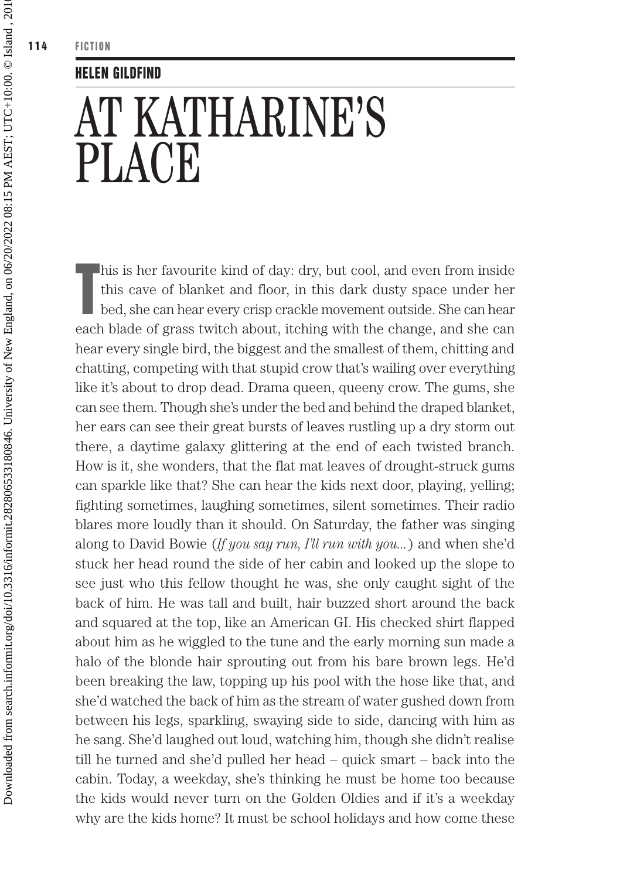FICTION

**HELEN GILDFIND**

# AT KATHARINE'S PLACE

This is her favourite kind of day: dry, but cool, and even from inside this cave of blanket and floor, in this dark dusty space under her bed, she can hear every crisp crackle movement outside. She can hear each blade of grass twitch about, itching with the change, and she can hear every single bird, the biggest and the smallest of them, chitting and chatting, competing with that stupid crow that's wailing over everything like it's about to drop dead. Drama queen, queeny crow. The gums, she can see them. Though she's under the bed and behind the draped blanket, her ears can see their great bursts of leaves rustling up a dry storm out there, a daytime galaxy glittering at the end of each twisted branch. How is it, she wonders, that the flat mat leaves of drought-struck gums can sparkle like that? She can hear the kids next door, playing, yelling; fighting sometimes, laughing sometimes, silent sometimes. Their radio blares more loudly than it should. On Saturday, the father was singing along to David Bowie (*If you say run, I'll run with you...*) and when she'd stuck her head round the side of her cabin and looked up the slope to see just who this fellow thought he was, she only caught sight of the back of him. He was tall and built, hair buzzed short around the back and squared at the top, like an American GI. His checked shirt flapped about him as he wiggled to the tune and the early morning sun made a halo of the blonde hair sprouting out from his bare brown legs. He'd been breaking the law, topping up his pool with the hose like that, and she'd watched the back of him as the stream of water gushed down from between his legs, sparkling, swaying side to side, dancing with him as he sang. She'd laughed out loud, watching him, though she didn't realise till he turned and she'd pulled her head – quick smart – back into the cabin. Today, a weekday, she's thinking he must be home too because the kids would never turn on the Golden Oldies and if it's a weekday why are the kids home? It must be school holidays and how come these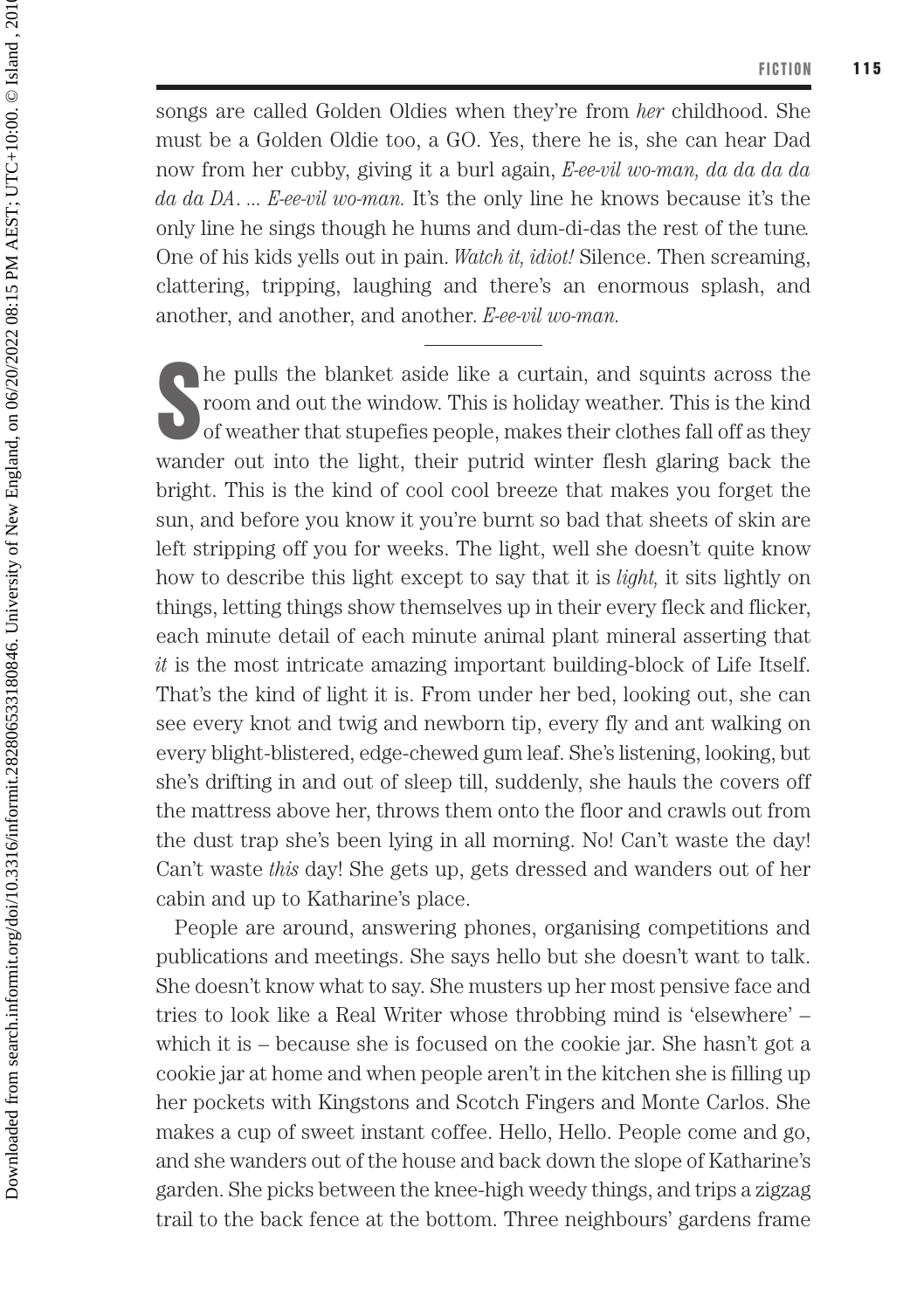songs are called Golden Oldies when they're from *her* childhood. She must be a Golden Oldie too, a GO. Yes, there he is, she can hear Dad now from her cubby, giving it a burl again, *E-ee-vil wo-man, da da da da da da DA. ... E-ee-vil wo-man.* It's the only line he knows because it's the only line he sings though he hums and dum-di-das the rest of the tune. One of his kids yells out in pain. *Watch it, idiot!* Silence. Then screaming, clattering, tripping, laughing and there's an enormous splash, and another, and another, and another. *E-ee-vil wo-man.*

---

She pulls the blanket aside like a curtain, and squints across the room and out the window. This is holiday weather. This is the kind of weather that stupefies people, makes their clothes fall off as they wander out into the light, their putrid winter flesh glaring back the bright. This is the kind of cool cool breeze that makes you forget the sun, and before you know it you're burnt so bad that sheets of skin are left stripping off you for weeks. The light, well she doesn't quite know how to describe this light except to say that it is *light,* it sits lightly on things, letting things show themselves up in their every fleck and flicker, each minute detail of each minute animal plant mineral asserting that *it* is the most intricate amazing important building-block of Life Itself. That's the kind of light it is. From under her bed, looking out, she can see every knot and twig and newborn tip, every fly and ant walking on every blight-blistered, edge-chewed gum leaf. She's listening, looking, but she's drifting in and out of sleep till, suddenly, she hauls the covers off the mattress above her, throws them onto the floor and crawls out from the dust trap she's been lying in all morning. No! Can't waste the day! Can't waste *this* day! She gets up, gets dressed and wanders out of her cabin and up to Katharine's place.

People are around, answering phones, organising competitions and publications and meetings. She says hello but she doesn't want to talk. She doesn't know what to say. She musters up her most pensive face and tries to look like a Real Writer whose throbbing mind is 'elsewhere' – which it is – because she is focused on the cookie jar. She hasn't got a cookie jar at home and when people aren't in the kitchen she is filling up her pockets with Kingstons and Scotch Fingers and Monte Carlos. She makes a cup of sweet instant coffee. Hello, Hello. People come and go, and she wanders out of the house and back down the slope of Katharine's garden. She picks between the knee-high weedy things, and trips a zigzag trail to the back fence at the bottom. Three neighbours' gardens frame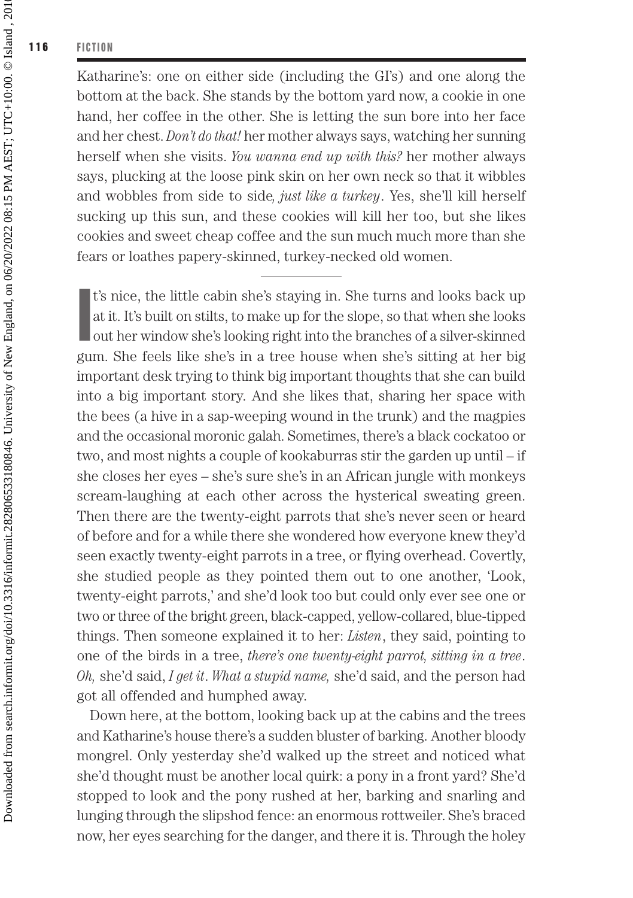Katharine's: one on either side (including the GI's) and one along the bottom at the back. She stands by the bottom yard now, a cookie in one hand, her coffee in the other. She is letting the sun bore into her face and her chest. *Don't do that!* her mother always says, watching her sunning herself when she visits. *You wanna end up with this?* her mother always says, plucking at the loose pink skin on her own neck so that it wibbles and wobbles from side to side*, just like a turkey*. Yes, she'll kill herself sucking up this sun, and these cookies will kill her too, but she likes cookies and sweet cheap coffee and the sun much much more than she fears or loathes papery-skinned, turkey-necked old women.

---

It's nice, the little cabin she's staying in. She turns and looks back up at it. It's built on stilts, to make up for the slope, so that when she looks out her window she's looking right into the branches of a silver-skinned gum. She feels like she's in a tree house when she's sitting at her big important desk trying to think big important thoughts that she can build into a big important story. And she likes that, sharing her space with the bees (a hive in a sap-weeping wound in the trunk) and the magpies and the occasional moronic galah. Sometimes, there's a black cockatoo or two, and most nights a couple of kookaburras stir the garden up until – if she closes her eyes – she's sure she's in an African jungle with monkeys scream-laughing at each other across the hysterical sweating green. Then there are the twenty-eight parrots that she's never seen or heard of before and for a while there she wondered how everyone knew they'd seen exactly twenty-eight parrots in a tree, or flying overhead. Covertly, she studied people as they pointed them out to one another, 'Look, twenty-eight parrots,' and she'd look too but could only ever see one or two or three of the bright green, black-capped, yellow-collared, blue-tipped things. Then someone explained it to her: *Listen*, they said, pointing to one of the birds in a tree, *there's one twenty-eight parrot, sitting in a tree*. *Oh,* she'd said, *I get it*. *What a stupid name,* she'd said, and the person had got all offended and humphed away.

Down here, at the bottom, looking back up at the cabins and the trees and Katharine's house there's a sudden bluster of barking. Another bloody mongrel. Only yesterday she'd walked up the street and noticed what she'd thought must be another local quirk: a pony in a front yard? She'd stopped to look and the pony rushed at her, barking and snarling and lunging through the slipshod fence: an enormous rottweiler. She's braced now, her eyes searching for the danger, and there it is. Through the holey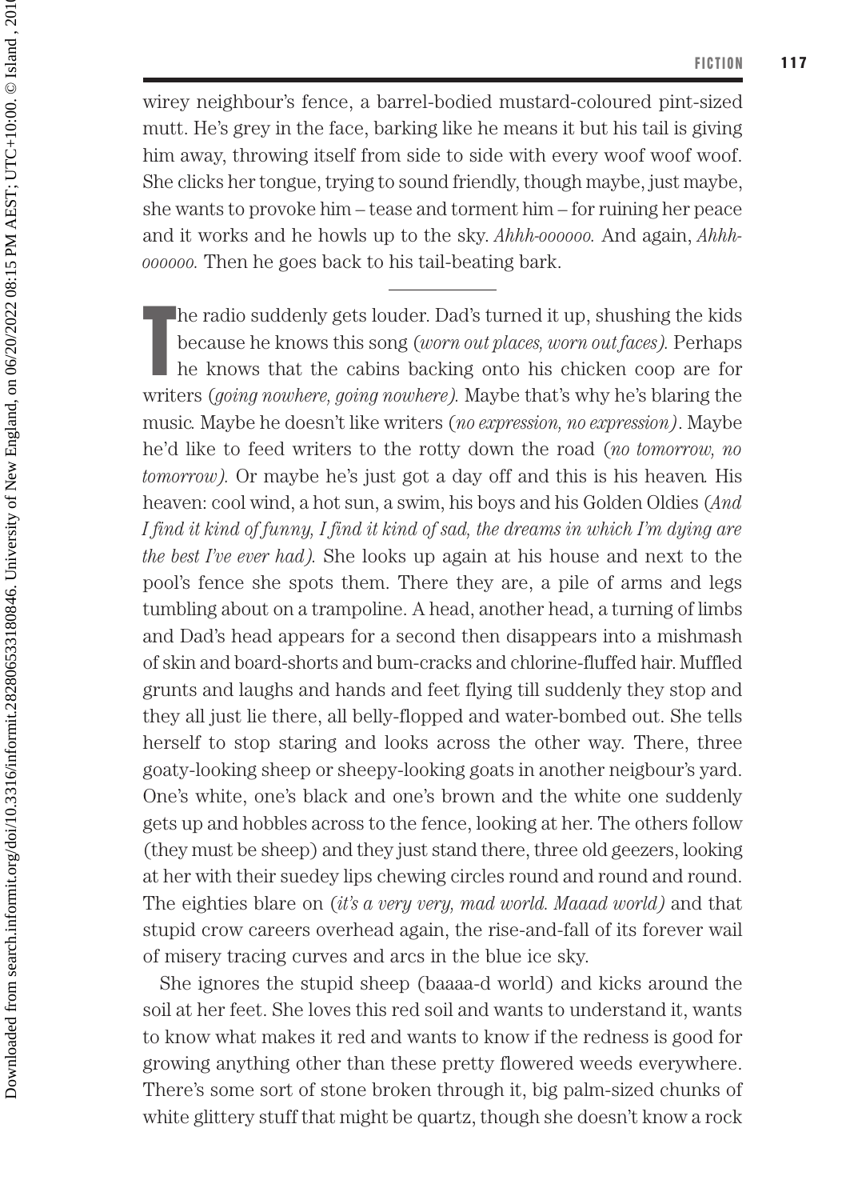wirey neighbour's fence, a barrel-bodied mustard-coloured pint-sized mutt. He's grey in the face, barking like he means it but his tail is giving him away, throwing itself from side to side with every woof woof woof. She clicks her tongue, trying to sound friendly, though maybe, just maybe, she wants to provoke him – tease and torment him – for ruining her peace and it works and he howls up to the sky. *Ahhh-oooooo.* And again, *Ahhh-oooooo.* Then he goes back to his tail-beating bark.

---

The radio suddenly gets louder. Dad's turned it up, shushing the kids because he knows this song (*worn out places, worn out faces*). Perhaps he knows that the cabins backing onto his chicken coop are for writers (*going nowhere, going nowhere*). Maybe that's why he's blaring the music. Maybe he doesn't like writers (*no expression, no expression*). Maybe he'd like to feed writers to the rotty down the road (*no tomorrow, no tomorrow*). Or maybe he's just got a day off and this is his heaven. His heaven: cool wind, a hot sun, a swim, his boys and his Golden Oldies (*And I find it kind of funny, I find it kind of sad, the dreams in which I'm dying are the best I've ever had*). She looks up again at his house and next to the pool's fence she spots them. There they are, a pile of arms and legs tumbling about on a trampoline. A head, another head, a turning of limbs and Dad's head appears for a second then disappears into a mishmash of skin and board-shorts and bum-cracks and chlorine-fluffed hair. Muffled grunts and laughs and hands and feet flying till suddenly they stop and they all just lie there, all belly-flopped and water-bombed out. She tells herself to stop staring and looks across the other way. There, three goaty-looking sheep or sheepy-looking goats in another neigbour's yard. One's white, one's black and one's brown and the white one suddenly gets up and hobbles across to the fence, looking at her. The others follow (they must be sheep) and they just stand there, three old geezers, looking at her with their suedey lips chewing circles round and round and round. The eighties blare on (*it's a very very, mad world. Maaad world*) and that stupid crow careers overhead again, the rise-and-fall of its forever wail of misery tracing curves and arcs in the blue ice sky.

She ignores the stupid sheep (baaaa-d world) and kicks around the soil at her feet. She loves this red soil and wants to understand it, wants to know what makes it red and wants to know if the redness is good for growing anything other than these pretty flowered weeds everywhere. There's some sort of stone broken through it, big palm-sized chunks of white glittery stuff that might be quartz, though she doesn't know a rock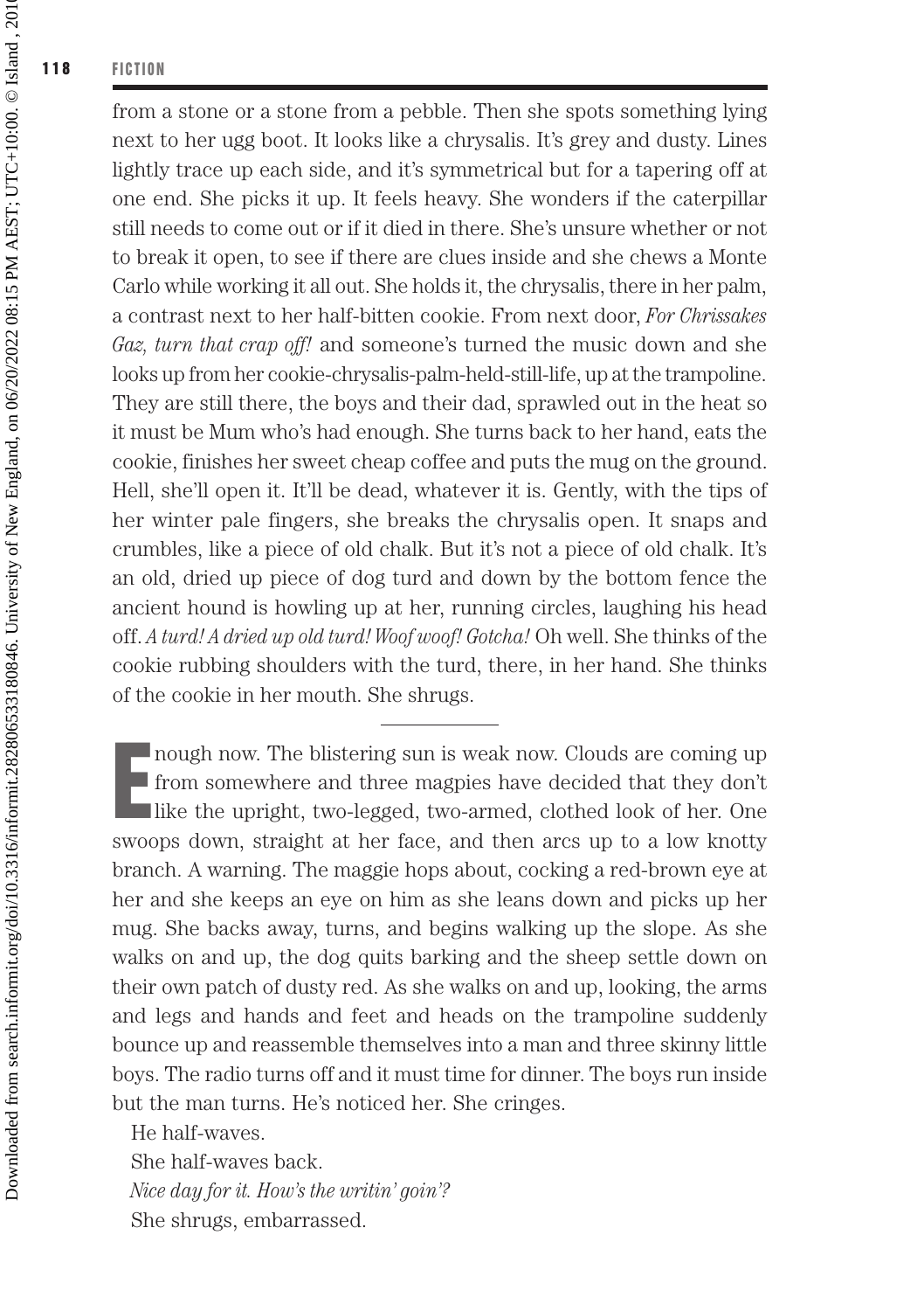from a stone or a stone from a pebble. Then she spots something lying next to her ugg boot. It looks like a chrysalis. It's grey and dusty. Lines lightly trace up each side, and it's symmetrical but for a tapering off at one end. She picks it up. It feels heavy. She wonders if the caterpillar still needs to come out or if it died in there. She's unsure whether or not to break it open, to see if there are clues inside and she chews a Monte Carlo while working it all out. She holds it, the chrysalis, there in her palm, a contrast next to her half-bitten cookie. From next door, *For Chrissakes Gaz, turn that crap off!* and someone's turned the music down and she looks up from her cookie-chrysalis-palm-held-still-life, up at the trampoline. They are still there, the boys and their dad, sprawled out in the heat so it must be Mum who's had enough. She turns back to her hand, eats the cookie, finishes her sweet cheap coffee and puts the mug on the ground. Hell, she'll open it. It'll be dead, whatever it is. Gently, with the tips of her winter pale fingers, she breaks the chrysalis open. It snaps and crumbles, like a piece of old chalk. But it's not a piece of old chalk. It's an old, dried up piece of dog turd and down by the bottom fence the ancient hound is howling up at her, running circles, laughing his head off. *A turd! A dried up old turd! Woof woof! Gotcha!* Oh well. She thinks of the cookie rubbing shoulders with the turd, there, in her hand. She thinks of the cookie in her mouth. She shrugs.

---

Enough now. The blistering sun is weak now. Clouds are coming up from somewhere and three magpies have decided that they don't like the upright, two-legged, two-armed, clothed look of her. One swoops down, straight at her face, and then arcs up to a low knotty branch. A warning. The maggie hops about, cocking a red-brown eye at her and she keeps an eye on him as she leans down and picks up her mug. She backs away, turns, and begins walking up the slope. As she walks on and up, the dog quits barking and the sheep settle down on their own patch of dusty red. As she walks on and up, looking, the arms and legs and hands and feet and heads on the trampoline suddenly bounce up and reassemble themselves into a man and three skinny little boys. The radio turns off and it must time for dinner. The boys run inside but the man turns. He's noticed her. She cringes.

He half-waves.

She half-waves back.

*Nice day for it. How's the writin' goin'?*

She shrugs, embarrassed.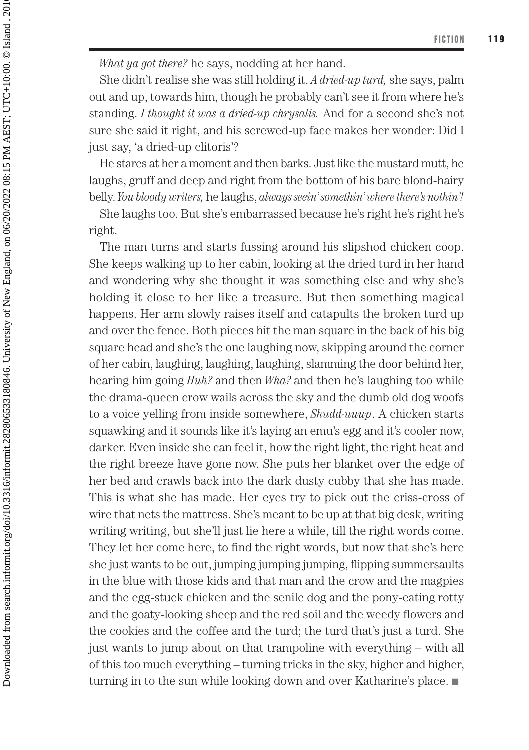*What ya got there?* he says, nodding at her hand.

She didn't realise she was still holding it. *A dried-up turd,* she says, palm out and up, towards him, though he probably can't see it from where he's standing. *I thought it was a dried-up chrysalis.* And for a second she's not sure she said it right, and his screwed-up face makes her wonder: Did I just say, 'a dried-up clitoris'?

He stares at her a moment and then barks. Just like the mustard mutt, he laughs, gruff and deep and right from the bottom of his bare blond-hairy belly. *You bloody writers,* he laughs, *always seein' somethin' where there's nothin'!*

She laughs too. But she's embarrassed because he's right he's right he's right.

The man turns and starts fussing around his slipshod chicken coop. She keeps walking up to her cabin, looking at the dried turd in her hand and wondering why she thought it was something else and why she's holding it close to her like a treasure. But then something magical happens. Her arm slowly raises itself and catapults the broken turd up and over the fence. Both pieces hit the man square in the back of his big square head and she's the one laughing now, skipping around the corner of her cabin, laughing, laughing, laughing, slamming the door behind her, hearing him going *Huh?* and then *Wha?* and then he's laughing too while the drama-queen crow wails across the sky and the dumb old dog woofs to a voice yelling from inside somewhere, *Shudd-uuup*. A chicken starts squawking and it sounds like it's laying an emu's egg and it's cooler now, darker. Even inside she can feel it, how the right light, the right heat and the right breeze have gone now. She puts her blanket over the edge of her bed and crawls back into the dark dusty cubby that she has made. This is what she has made. Her eyes try to pick out the criss-cross of wire that nets the mattress. She's meant to be up at that big desk, writing writing writing, but she'll just lie here a while, till the right words come. They let her come here, to find the right words, but now that she's here she just wants to be out, jumping jumping jumping, flipping summersaults in the blue with those kids and that man and the crow and the magpies and the egg-stuck chicken and the senile dog and the pony-eating rotty and the goaty-looking sheep and the red soil and the weedy flowers and the cookies and the coffee and the turd; the turd that's just a turd. She just wants to jump about on that trampoline with everything – with all of this too much everything – turning tricks in the sky, higher and higher, turning in to the sun while looking down and over Katharine's place. ■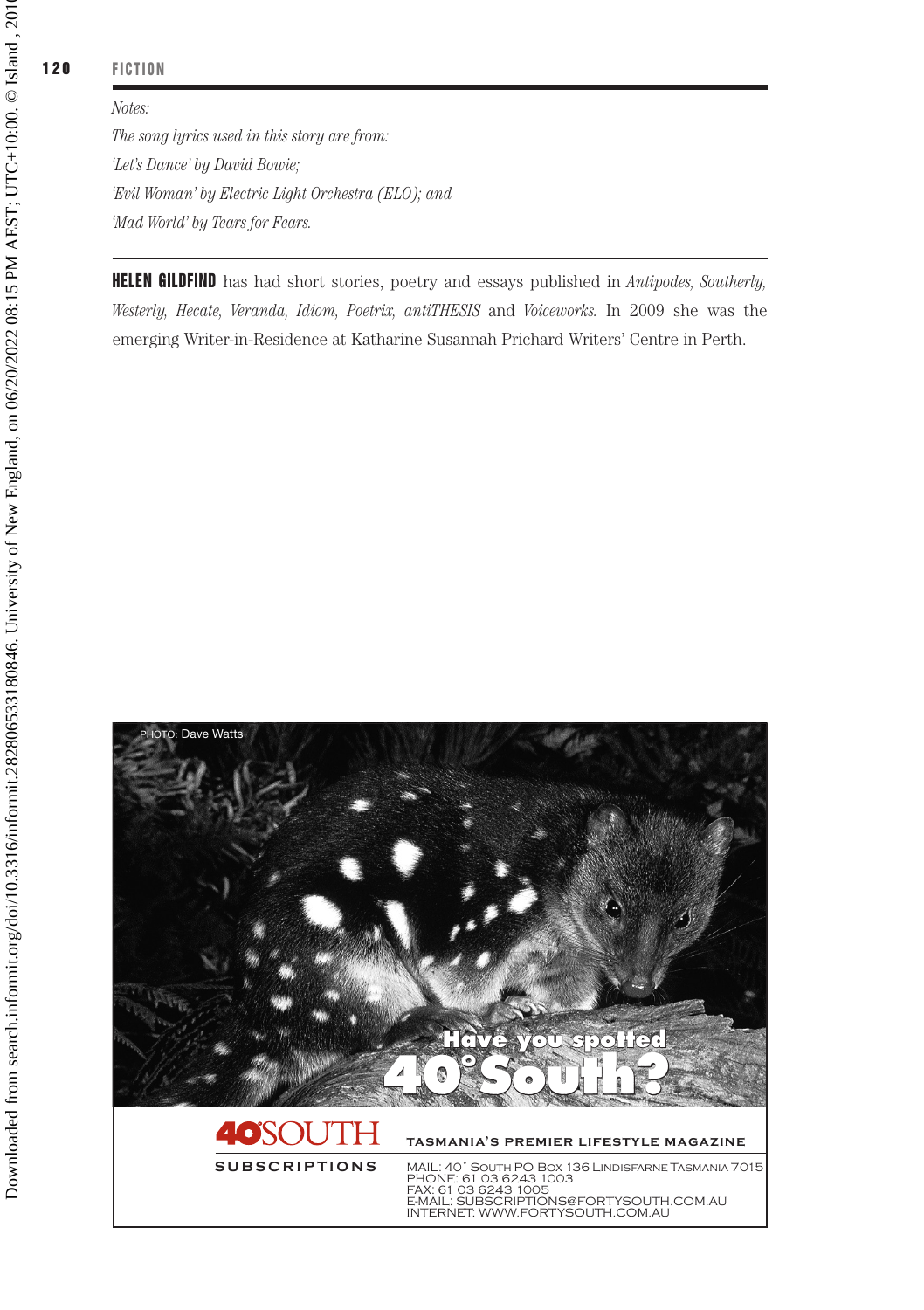*Notes:*

*The song lyrics used in this story are from:*

*'Let's Dance' by David Bowie;*

*'Evil Woman' by Electric Light Orchestra (ELO); and*

*'Mad World' by Tears for Fears.*

---

**HELEN GILDFIND** has had short stories, poetry and essays published in *Antipodes, Southerly, Westerly, Hecate, Veranda, Idiom, Poetrix, antiTHESIS* and *Voiceworks.* In 2009 she was the emerging Writer-in-Residence at Katharine Susannah Prichard Writers' Centre in Perth.

PHOTO: Dave Watts

Have you spotted 40° South?

40°SOUTH

SUBSCRIPTIONS

TASMANIA'S PREMIER LIFESTYLE MAGAZINE

MAIL: 40° SOUTH PO BOX 136 LINDISFARNE TASMANIA 7015
PHONE: 61 03 6243 1003
FAX: 61 03 6243 1005
E-MAIL: SUBSCRIPTIONS@FORTYSOUTH.COM.AU
INTERNET: WWW.FORTYSOUTH.COM.AU